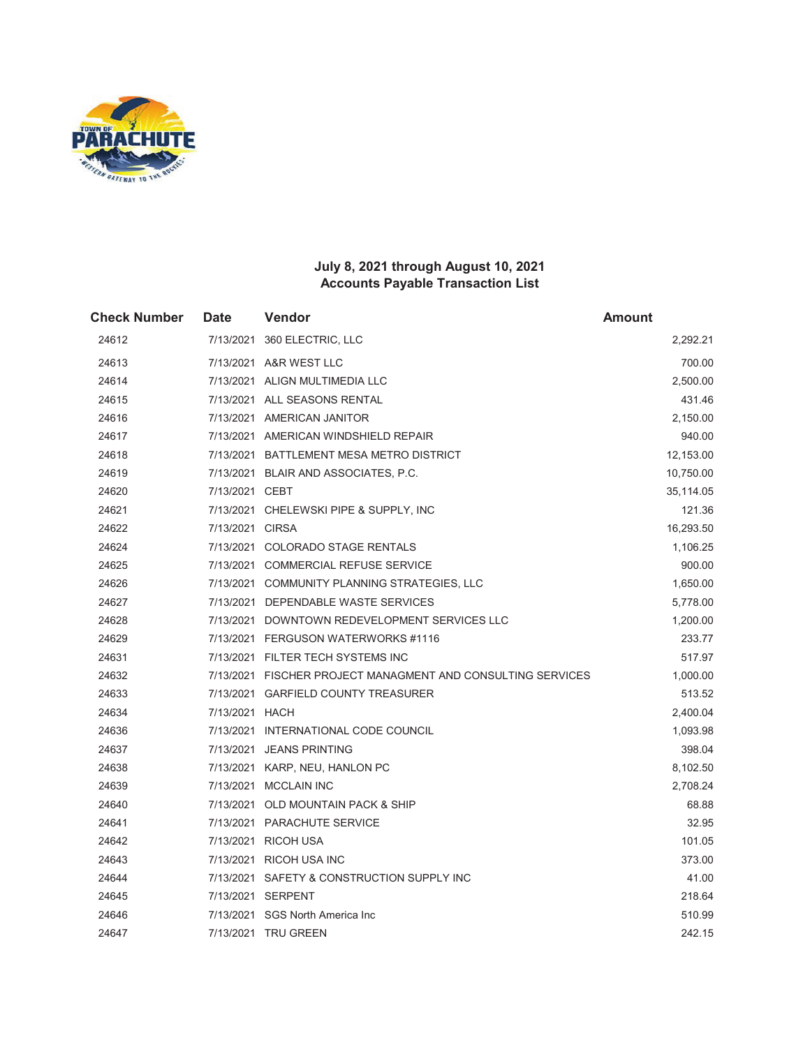## July 8, 2021 through August 10, 2021
## Accounts Payable Transaction List

| Check Number | Date | Vendor | Amount |
|---|---|---|---|
| 24612 | 7/13/2021 | 360 ELECTRIC, LLC | 2,292.21 |
| 24613 | 7/13/2021 | A&R WEST LLC | 700.00 |
| 24614 | 7/13/2021 | ALIGN MULTIMEDIA LLC | 2,500.00 |
| 24615 | 7/13/2021 | ALL SEASONS RENTAL | 431.46 |
| 24616 | 7/13/2021 | AMERICAN JANITOR | 2,150.00 |
| 24617 | 7/13/2021 | AMERICAN WINDSHIELD REPAIR | 940.00 |
| 24618 | 7/13/2021 | BATTLEMENT MESA METRO DISTRICT | 12,153.00 |
| 24619 | 7/13/2021 | BLAIR AND ASSOCIATES, P.C. | 10,750.00 |
| 24620 | 7/13/2021 | CEBT | 35,114.05 |
| 24621 | 7/13/2021 | CHELEWSKI PIPE & SUPPLY, INC | 121.36 |
| 24622 | 7/13/2021 | CIRSA | 16,293.50 |
| 24624 | 7/13/2021 | COLORADO STAGE RENTALS | 1,106.25 |
| 24625 | 7/13/2021 | COMMERCIAL REFUSE SERVICE | 900.00 |
| 24626 | 7/13/2021 | COMMUNITY PLANNING STRATEGIES, LLC | 1,650.00 |
| 24627 | 7/13/2021 | DEPENDABLE WASTE SERVICES | 5,778.00 |
| 24628 | 7/13/2021 | DOWNTOWN REDEVELOPMENT SERVICES LLC | 1,200.00 |
| 24629 | 7/13/2021 | FERGUSON WATERWORKS #1116 | 233.77 |
| 24631 | 7/13/2021 | FILTER TECH SYSTEMS INC | 517.97 |
| 24632 | 7/13/2021 | FISCHER PROJECT MANAGMENT AND CONSULTING SERVICES | 1,000.00 |
| 24633 | 7/13/2021 | GARFIELD COUNTY TREASURER | 513.52 |
| 24634 | 7/13/2021 | HACH | 2,400.04 |
| 24636 | 7/13/2021 | INTERNATIONAL CODE COUNCIL | 1,093.98 |
| 24637 | 7/13/2021 | JEANS PRINTING | 398.04 |
| 24638 | 7/13/2021 | KARP, NEU, HANLON PC | 8,102.50 |
| 24639 | 7/13/2021 | MCCLAIN INC | 2,708.24 |
| 24640 | 7/13/2021 | OLD MOUNTAIN PACK & SHIP | 68.88 |
| 24641 | 7/13/2021 | PARACHUTE SERVICE | 32.95 |
| 24642 | 7/13/2021 | RICOH USA | 101.05 |
| 24643 | 7/13/2021 | RICOH USA INC | 373.00 |
| 24644 | 7/13/2021 | SAFETY & CONSTRUCTION SUPPLY INC | 41.00 |
| 24645 | 7/13/2021 | SERPENT | 218.64 |
| 24646 | 7/13/2021 | SGS North America Inc | 510.99 |
| 24647 | 7/13/2021 | TRU GREEN | 242.15 |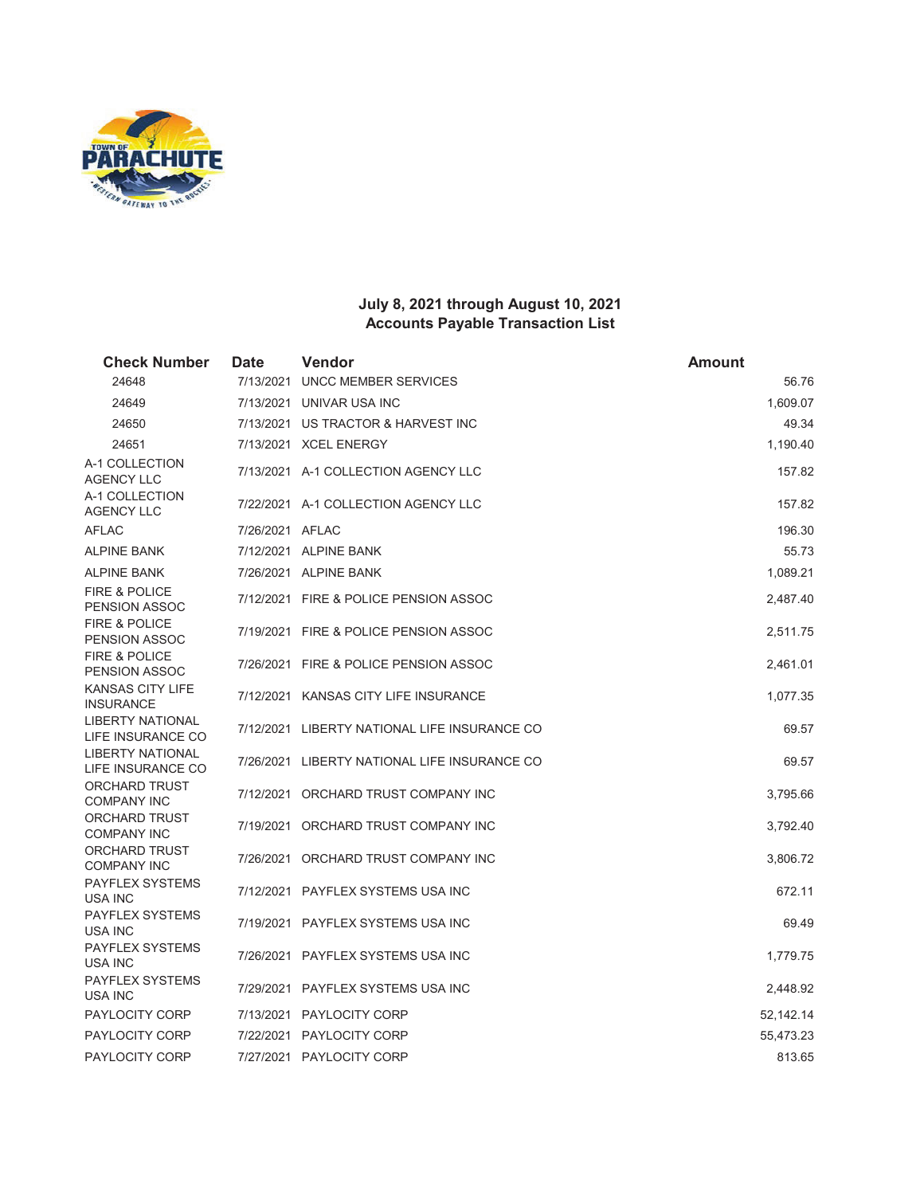**July 8, 2021 through August 10, 2021**
**Accounts Payable Transaction List**

| Check Number | Date | Vendor | Amount |
|---|---|---|---|
| 24648 | 7/13/2021 | UNCC MEMBER SERVICES | 56.76 |
| 24649 | 7/13/2021 | UNIVAR USA INC | 1,609.07 |
| 24650 | 7/13/2021 | US TRACTOR & HARVEST INC | 49.34 |
| 24651 | 7/13/2021 | XCEL ENERGY | 1,190.40 |
| A-1 COLLECTION AGENCY LLC | 7/13/2021 | A-1 COLLECTION AGENCY LLC | 157.82 |
| A-1 COLLECTION AGENCY LLC | 7/22/2021 | A-1 COLLECTION AGENCY LLC | 157.82 |
| AFLAC | 7/26/2021 | AFLAC | 196.30 |
| ALPINE BANK | 7/12/2021 | ALPINE BANK | 55.73 |
| ALPINE BANK | 7/26/2021 | ALPINE BANK | 1,089.21 |
| FIRE & POLICE PENSION ASSOC | 7/12/2021 | FIRE & POLICE PENSION ASSOC | 2,487.40 |
| FIRE & POLICE PENSION ASSOC | 7/19/2021 | FIRE & POLICE PENSION ASSOC | 2,511.75 |
| FIRE & POLICE PENSION ASSOC | 7/26/2021 | FIRE & POLICE PENSION ASSOC | 2,461.01 |
| KANSAS CITY LIFE INSURANCE | 7/12/2021 | KANSAS CITY LIFE INSURANCE | 1,077.35 |
| LIBERTY NATIONAL LIFE INSURANCE CO | 7/12/2021 | LIBERTY NATIONAL LIFE INSURANCE CO | 69.57 |
| LIBERTY NATIONAL LIFE INSURANCE CO | 7/26/2021 | LIBERTY NATIONAL LIFE INSURANCE CO | 69.57 |
| ORCHARD TRUST COMPANY INC | 7/12/2021 | ORCHARD TRUST COMPANY INC | 3,795.66 |
| ORCHARD TRUST COMPANY INC | 7/19/2021 | ORCHARD TRUST COMPANY INC | 3,792.40 |
| ORCHARD TRUST COMPANY INC | 7/26/2021 | ORCHARD TRUST COMPANY INC | 3,806.72 |
| PAYFLEX SYSTEMS USA INC | 7/12/2021 | PAYFLEX SYSTEMS USA INC | 672.11 |
| PAYFLEX SYSTEMS USA INC | 7/19/2021 | PAYFLEX SYSTEMS USA INC | 69.49 |
| PAYFLEX SYSTEMS USA INC | 7/26/2021 | PAYFLEX SYSTEMS USA INC | 1,779.75 |
| PAYFLEX SYSTEMS USA INC | 7/29/2021 | PAYFLEX SYSTEMS USA INC | 2,448.92 |
| PAYLOCITY CORP | 7/13/2021 | PAYLOCITY CORP | 52,142.14 |
| PAYLOCITY CORP | 7/22/2021 | PAYLOCITY CORP | 55,473.23 |
| PAYLOCITY CORP | 7/27/2021 | PAYLOCITY CORP | 813.65 |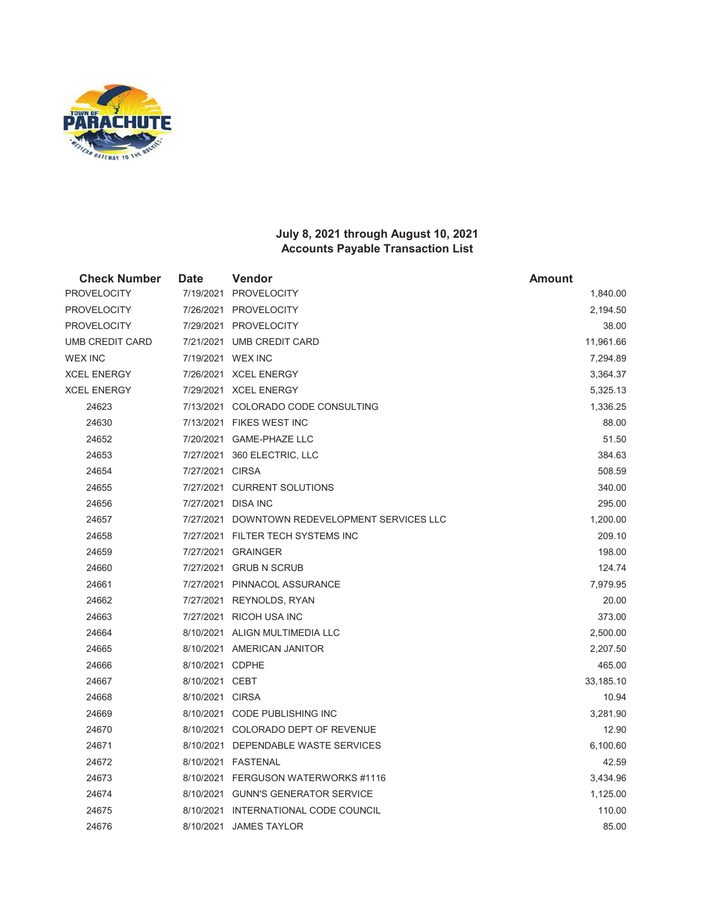## July 8, 2021 through August 10, 2021
## Accounts Payable Transaction List

| Check Number | Date | Vendor | Amount |
|---|---|---|---|
| PROVELOCITY | 7/19/2021 | PROVELOCITY | 1,840.00 |
| PROVELOCITY | 7/26/2021 | PROVELOCITY | 2,194.50 |
| PROVELOCITY | 7/29/2021 | PROVELOCITY | 38.00 |
| UMB CREDIT CARD | 7/21/2021 | UMB CREDIT CARD | 11,961.66 |
| WEX INC | 7/19/2021 | WEX INC | 7,294.89 |
| XCEL ENERGY | 7/26/2021 | XCEL ENERGY | 3,364.37 |
| XCEL ENERGY | 7/29/2021 | XCEL ENERGY | 5,325.13 |
| 24623 | 7/13/2021 | COLORADO CODE CONSULTING | 1,336.25 |
| 24630 | 7/13/2021 | FIKES WEST INC | 88.00 |
| 24652 | 7/20/2021 | GAME-PHAZE LLC | 51.50 |
| 24653 | 7/27/2021 | 360 ELECTRIC, LLC | 384.63 |
| 24654 | 7/27/2021 | CIRSA | 508.59 |
| 24655 | 7/27/2021 | CURRENT SOLUTIONS | 340.00 |
| 24656 | 7/27/2021 | DISA INC | 295.00 |
| 24657 | 7/27/2021 | DOWNTOWN REDEVELOPMENT SERVICES LLC | 1,200.00 |
| 24658 | 7/27/2021 | FILTER TECH SYSTEMS INC | 209.10 |
| 24659 | 7/27/2021 | GRAINGER | 198.00 |
| 24660 | 7/27/2021 | GRUB N SCRUB | 124.74 |
| 24661 | 7/27/2021 | PINNACOL ASSURANCE | 7,979.95 |
| 24662 | 7/27/2021 | REYNOLDS, RYAN | 20.00 |
| 24663 | 7/27/2021 | RICOH USA INC | 373.00 |
| 24664 | 8/10/2021 | ALIGN MULTIMEDIA LLC | 2,500.00 |
| 24665 | 8/10/2021 | AMERICAN JANITOR | 2,207.50 |
| 24666 | 8/10/2021 | CDPHE | 465.00 |
| 24667 | 8/10/2021 | CEBT | 33,185.10 |
| 24668 | 8/10/2021 | CIRSA | 10.94 |
| 24669 | 8/10/2021 | CODE PUBLISHING INC | 3,281.90 |
| 24670 | 8/10/2021 | COLORADO DEPT OF REVENUE | 12.90 |
| 24671 | 8/10/2021 | DEPENDABLE WASTE SERVICES | 6,100.60 |
| 24672 | 8/10/2021 | FASTENAL | 42.59 |
| 24673 | 8/10/2021 | FERGUSON WATERWORKS #1116 | 3,434.96 |
| 24674 | 8/10/2021 | GUNN'S GENERATOR SERVICE | 1,125.00 |
| 24675 | 8/10/2021 | INTERNATIONAL CODE COUNCIL | 110.00 |
| 24676 | 8/10/2021 | JAMES TAYLOR | 85.00 |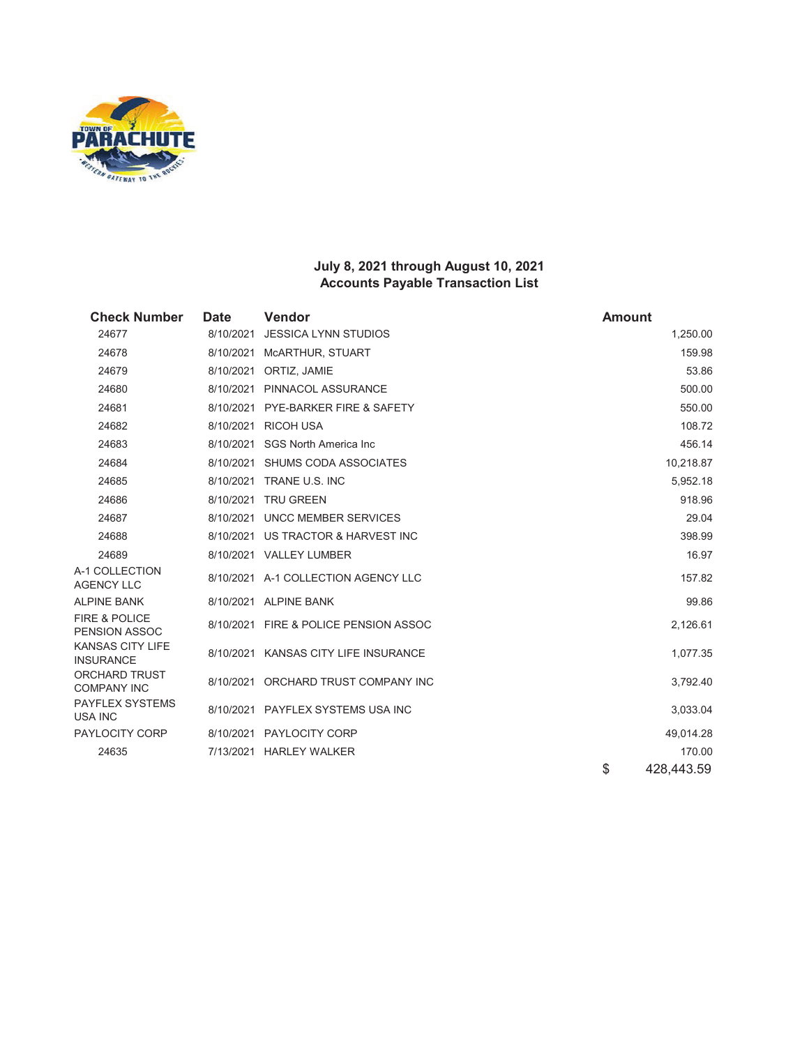**July 8, 2021 through August 10, 2021**
**Accounts Payable Transaction List**

| Check Number | Date | Vendor | Amount |
|---|---|---|---|
| 24677 | 8/10/2021 | JESSICA LYNN STUDIOS | 1,250.00 |
| 24678 | 8/10/2021 | McARTHUR, STUART | 159.98 |
| 24679 | 8/10/2021 | ORTIZ, JAMIE | 53.86 |
| 24680 | 8/10/2021 | PINNACOL ASSURANCE | 500.00 |
| 24681 | 8/10/2021 | PYE-BARKER FIRE & SAFETY | 550.00 |
| 24682 | 8/10/2021 | RICOH USA | 108.72 |
| 24683 | 8/10/2021 | SGS North America Inc | 456.14 |
| 24684 | 8/10/2021 | SHUMS CODA ASSOCIATES | 10,218.87 |
| 24685 | 8/10/2021 | TRANE U.S. INC | 5,952.18 |
| 24686 | 8/10/2021 | TRU GREEN | 918.96 |
| 24687 | 8/10/2021 | UNCC MEMBER SERVICES | 29.04 |
| 24688 | 8/10/2021 | US TRACTOR & HARVEST INC | 398.99 |
| 24689 | 8/10/2021 | VALLEY LUMBER | 16.97 |
| A-1 COLLECTION AGENCY LLC | 8/10/2021 | A-1 COLLECTION AGENCY LLC | 157.82 |
| ALPINE BANK | 8/10/2021 | ALPINE BANK | 99.86 |
| FIRE & POLICE PENSION ASSOC | 8/10/2021 | FIRE & POLICE PENSION ASSOC | 2,126.61 |
| KANSAS CITY LIFE INSURANCE | 8/10/2021 | KANSAS CITY LIFE INSURANCE | 1,077.35 |
| ORCHARD TRUST COMPANY INC | 8/10/2021 | ORCHARD TRUST COMPANY INC | 3,792.40 |
| PAYFLEX SYSTEMS USA INC | 8/10/2021 | PAYFLEX SYSTEMS USA INC | 3,033.04 |
| PAYLOCITY CORP | 8/10/2021 | PAYLOCITY CORP | 49,014.28 |
| 24635 | 7/13/2021 | HARLEY WALKER | 170.00 |
| | | | $ 428,443.59 |